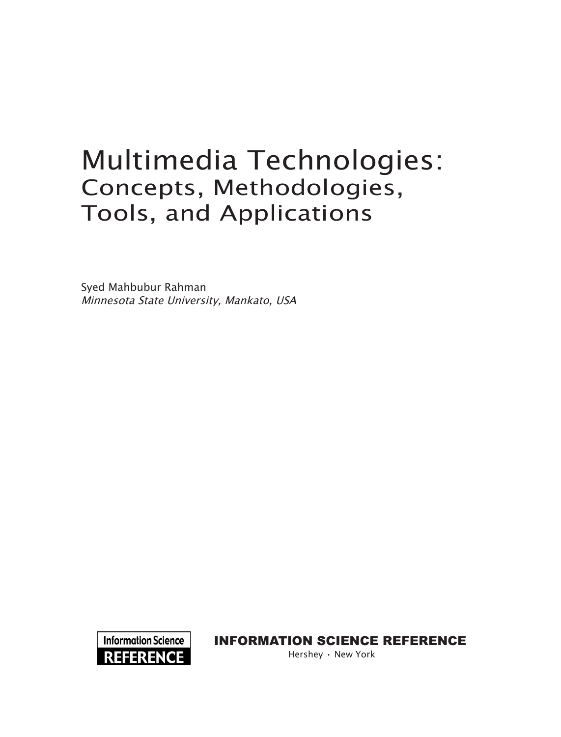# Multimedia Technologies:
## Concepts, Methodologies, Tools, and Applications

Syed Mahbubur Rahman
*Minnesota State University, Mankato, USA*

Information Science
**REFERENCE**

**INFORMATION SCIENCE REFERENCE**
Hershey • New York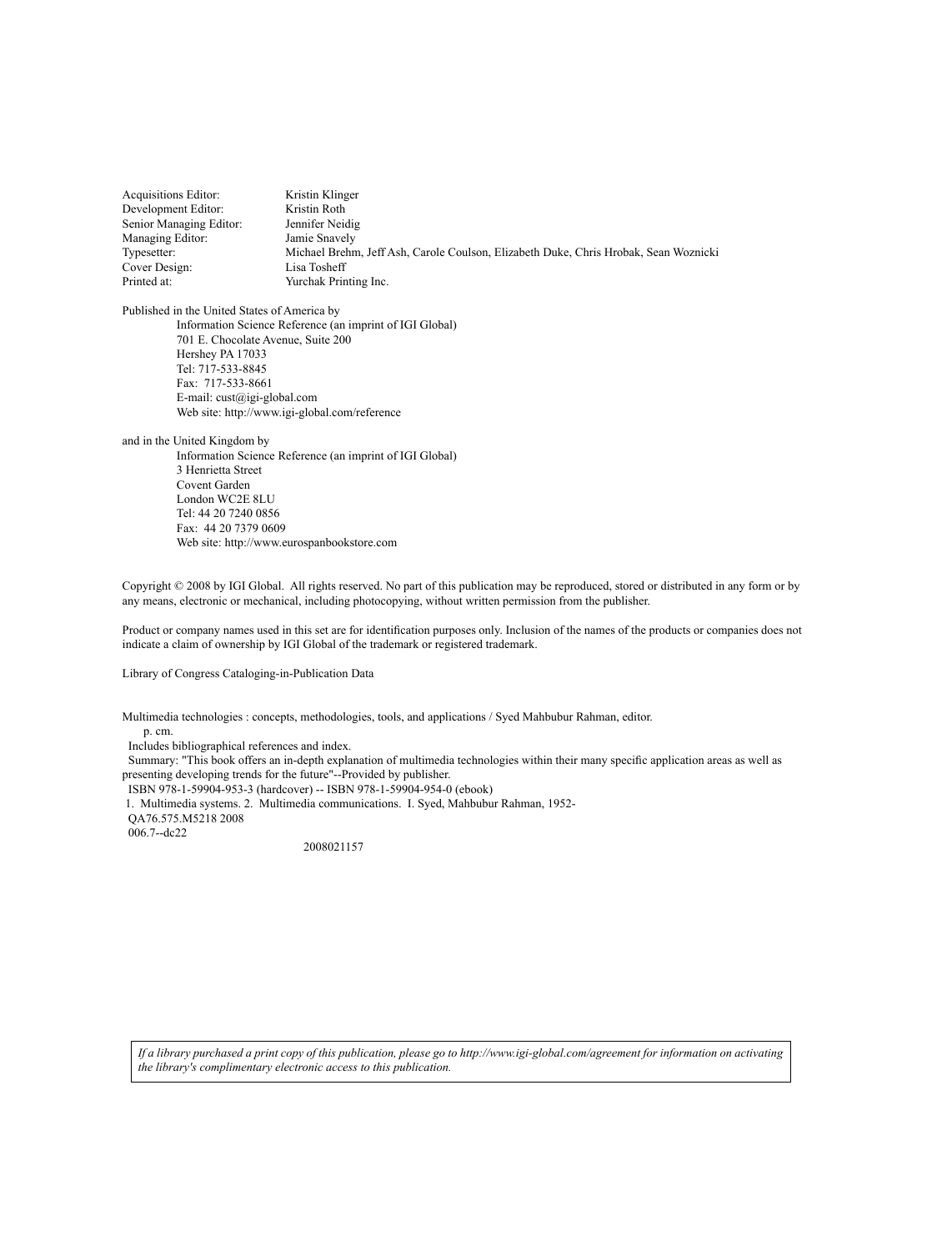Acquisitions Editor: Kristin Klinger
Development Editor: Kristin Roth
Senior Managing Editor: Jennifer Neidig
Managing Editor: Jamie Snavely
Typesetter: Michael Brehm, Jeff Ash, Carole Coulson, Elizabeth Duke, Chris Hrobak, Sean Woznicki
Cover Design: Lisa Tosheff
Printed at: Yurchak Printing Inc.

Published in the United States of America by
Information Science Reference (an imprint of IGI Global)
701 E. Chocolate Avenue, Suite 200
Hershey PA 17033
Tel: 717-533-8845
Fax: 717-533-8661
E-mail: cust@igi-global.com
Web site: http://www.igi-global.com/reference

and in the United Kingdom by
Information Science Reference (an imprint of IGI Global)
3 Henrietta Street
Covent Garden
London WC2E 8LU
Tel: 44 20 7240 0856
Fax: 44 20 7379 0609
Web site: http://www.eurospanbookstore.com

Copyright © 2008 by IGI Global. All rights reserved. No part of this publication may be reproduced, stored or distributed in any form or by any means, electronic or mechanical, including photocopying, without written permission from the publisher.

Product or company names used in this set are for identification purposes only. Inclusion of the names of the products or companies does not indicate a claim of ownership by IGI Global of the trademark or registered trademark.

Library of Congress Cataloging-in-Publication Data

Multimedia technologies : concepts, methodologies, tools, and applications / Syed Mahbubur Rahman, editor.
p. cm.
Includes bibliographical references and index.
Summary: "This book offers an in-depth explanation of multimedia technologies within their many specific application areas as well as presenting developing trends for the future"--Provided by publisher.
ISBN 978-1-59904-953-3 (hardcover) -- ISBN 978-1-59904-954-0 (ebook)
1. Multimedia systems. 2. Multimedia communications. I. Syed, Mahbubur Rahman, 1952-
QA76.575.M5218 2008
006.7--dc22
2008021157

*If a library purchased a print copy of this publication, please go to http://www.igi-global.com/agreement for information on activating the library's complimentary electronic access to this publication.*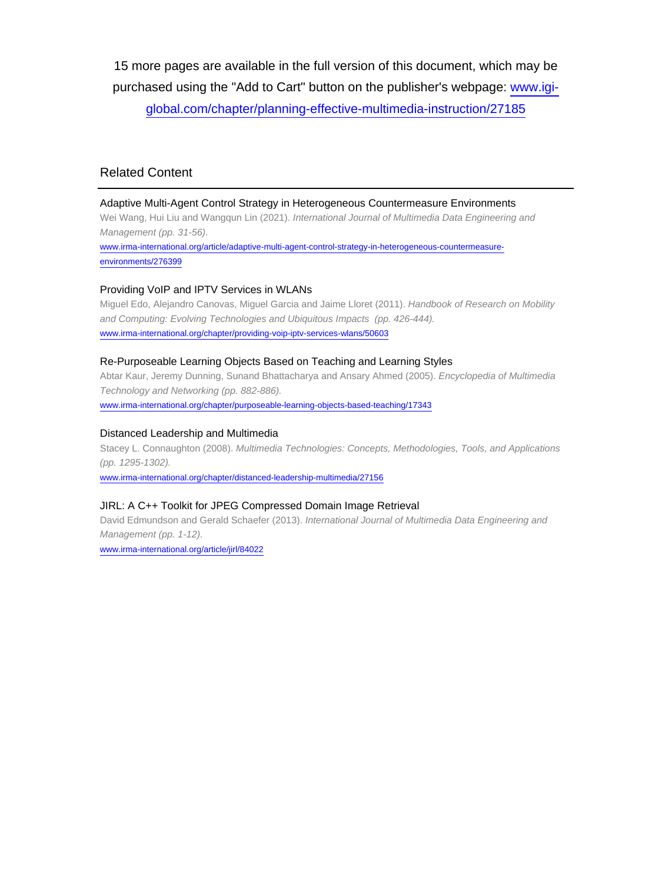15 more pages are available in the full version of this document, which may be purchased using the "Add to Cart" button on the publisher's webpage: [www.igi-global.com/chapter/planning-effective-multimedia-instruction/27185](www.igi-global.com/chapter/planning-effective-multimedia-instruction/27185)

## Related Content

Adaptive Multi-Agent Control Strategy in Heterogeneous Countermeasure Environments
Wei Wang, Hui Liu and Wangqun Lin (2021). *International Journal of Multimedia Data Engineering and Management (pp. 31-56).*
[www.irma-international.org/article/adaptive-multi-agent-control-strategy-in-heterogeneous-countermeasure-environments/276399](www.irma-international.org/article/adaptive-multi-agent-control-strategy-in-heterogeneous-countermeasure-environments/276399)

Providing VoIP and IPTV Services in WLANs
Miguel Edo, Alejandro Canovas, Miguel Garcia and Jaime Lloret (2011). *Handbook of Research on Mobility and Computing: Evolving Technologies and Ubiquitous Impacts (pp. 426-444).*
[www.irma-international.org/chapter/providing-voip-iptv-services-wlans/50603](www.irma-international.org/chapter/providing-voip-iptv-services-wlans/50603)

Re-Purposeable Learning Objects Based on Teaching and Learning Styles
Abtar Kaur, Jeremy Dunning, Sunand Bhattacharya and Ansary Ahmed (2005). *Encyclopedia of Multimedia Technology and Networking (pp. 882-886).*
[www.irma-international.org/chapter/purposeable-learning-objects-based-teaching/17343](www.irma-international.org/chapter/purposeable-learning-objects-based-teaching/17343)

Distanced Leadership and Multimedia
Stacey L. Connaughton (2008). *Multimedia Technologies: Concepts, Methodologies, Tools, and Applications (pp. 1295-1302).*
[www.irma-international.org/chapter/distanced-leadership-multimedia/27156](www.irma-international.org/chapter/distanced-leadership-multimedia/27156)

JIRL: A C++ Toolkit for JPEG Compressed Domain Image Retrieval
David Edmundson and Gerald Schaefer (2013). *International Journal of Multimedia Data Engineering and Management (pp. 1-12).*
[www.irma-international.org/article/jirl/84022](www.irma-international.org/article/jirl/84022)